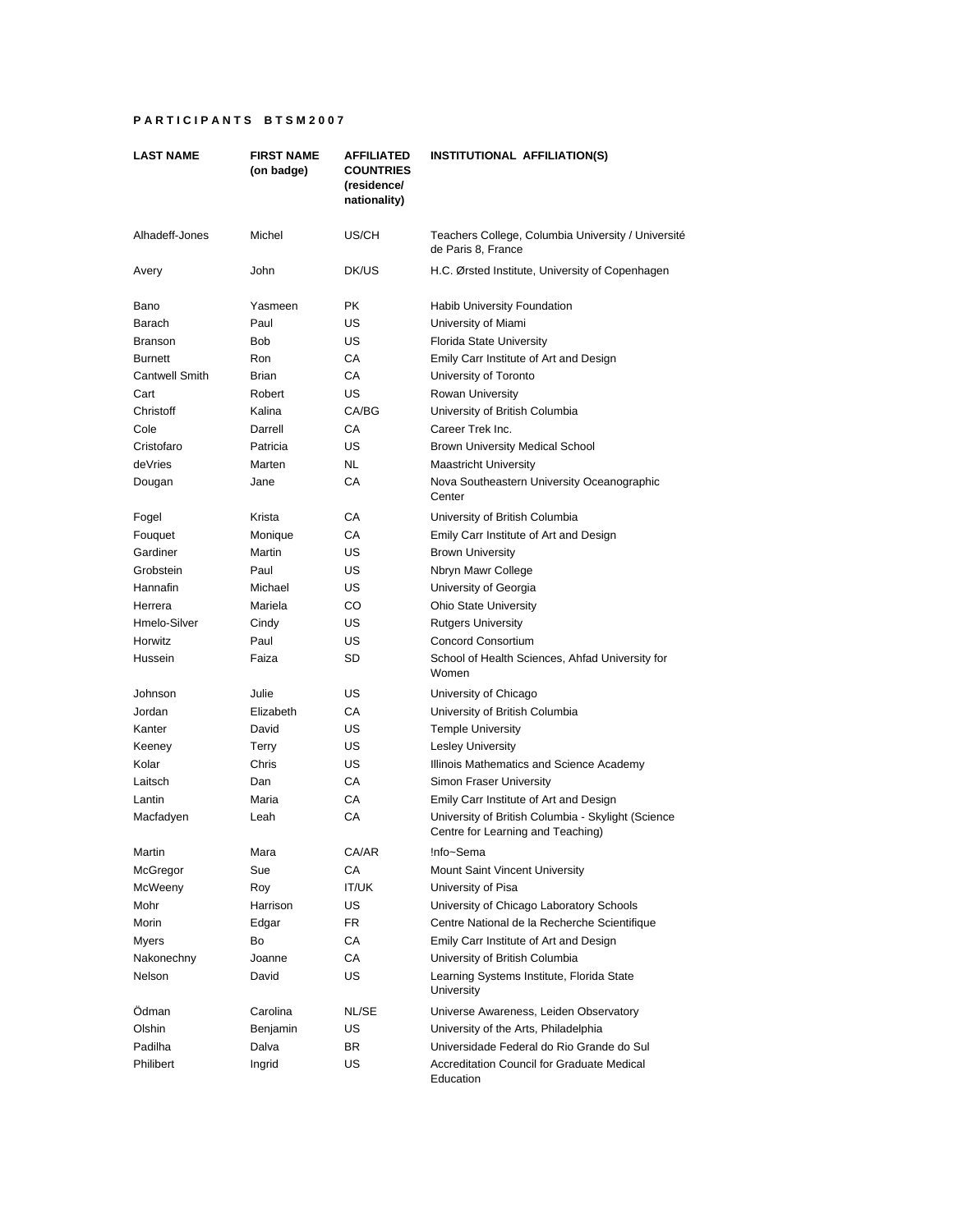**P A R T I C I P A N T S   B T S M 2 0 0 7**

| LAST NAME | FIRST NAME (on badge) | AFFILIATED COUNTRIES (residence/ nationality) | INSTITUTIONAL AFFILIATION(S) |
|---|---|---|---|
| Alhadeff-Jones | Michel | US/CH | Teachers College, Columbia University / Université de Paris 8, France |
| Avery | John | DK/US | H.C. Ørsted Institute, University of Copenhagen |
| Bano | Yasmeen | PK | Habib University Foundation |
| Barach | Paul | US | University of Miami |
| Branson | Bob | US | Florida State University |
| Burnett | Ron | CA | Emily Carr Institute of Art and Design |
| Cantwell Smith | Brian | CA | University of Toronto |
| Cart | Robert | US | Rowan University |
| Christoff | Kalina | CA/BG | University of British Columbia |
| Cole | Darrell | CA | Career Trek Inc. |
| Cristofaro | Patricia | US | Brown University Medical School |
| deVries | Marten | NL | Maastricht University |
| Dougan | Jane | CA | Nova Southeastern University Oceanographic Center |
| Fogel | Krista | CA | University of British Columbia |
| Fouquet | Monique | CA | Emily Carr Institute of Art and Design |
| Gardiner | Martin | US | Brown University |
| Grobstein | Paul | US | Nbryn Mawr College |
| Hannafin | Michael | US | University of Georgia |
| Herrera | Mariela | CO | Ohio State University |
| Hmelo-Silver | Cindy | US | Rutgers University |
| Horwitz | Paul | US | Concord Consortium |
| Hussein | Faiza | SD | School of Health Sciences, Ahfad University for Women |
| Johnson | Julie | US | University of Chicago |
| Jordan | Elizabeth | CA | University of British Columbia |
| Kanter | David | US | Temple University |
| Keeney | Terry | US | Lesley University |
| Kolar | Chris | US | Illinois Mathematics and Science Academy |
| Laitsch | Dan | CA | Simon Fraser University |
| Lantin | Maria | CA | Emily Carr Institute of Art and Design |
| Macfadyen | Leah | CA | University of British Columbia - Skylight (Science Centre for Learning and Teaching) |
| Martin | Mara | CA/AR | !nfo~Sema |
| McGregor | Sue | CA | Mount Saint Vincent University |
| McWeeny | Roy | IT/UK | University of Pisa |
| Mohr | Harrison | US | University of Chicago Laboratory Schools |
| Morin | Edgar | FR | Centre National de la Recherche Scientifique |
| Myers | Bo | CA | Emily Carr Institute of Art and Design |
| Nakonechny | Joanne | CA | University of British Columbia |
| Nelson | David | US | Learning Systems Institute, Florida State University |
| Ödman | Carolina | NL/SE | Universe Awareness, Leiden Observatory |
| Olshin | Benjamin | US | University of the Arts, Philadelphia |
| Padilha | Dalva | BR | Universidade Federal do Rio Grande do Sul |
| Philibert | Ingrid | US | Accreditation Council for Graduate Medical Education |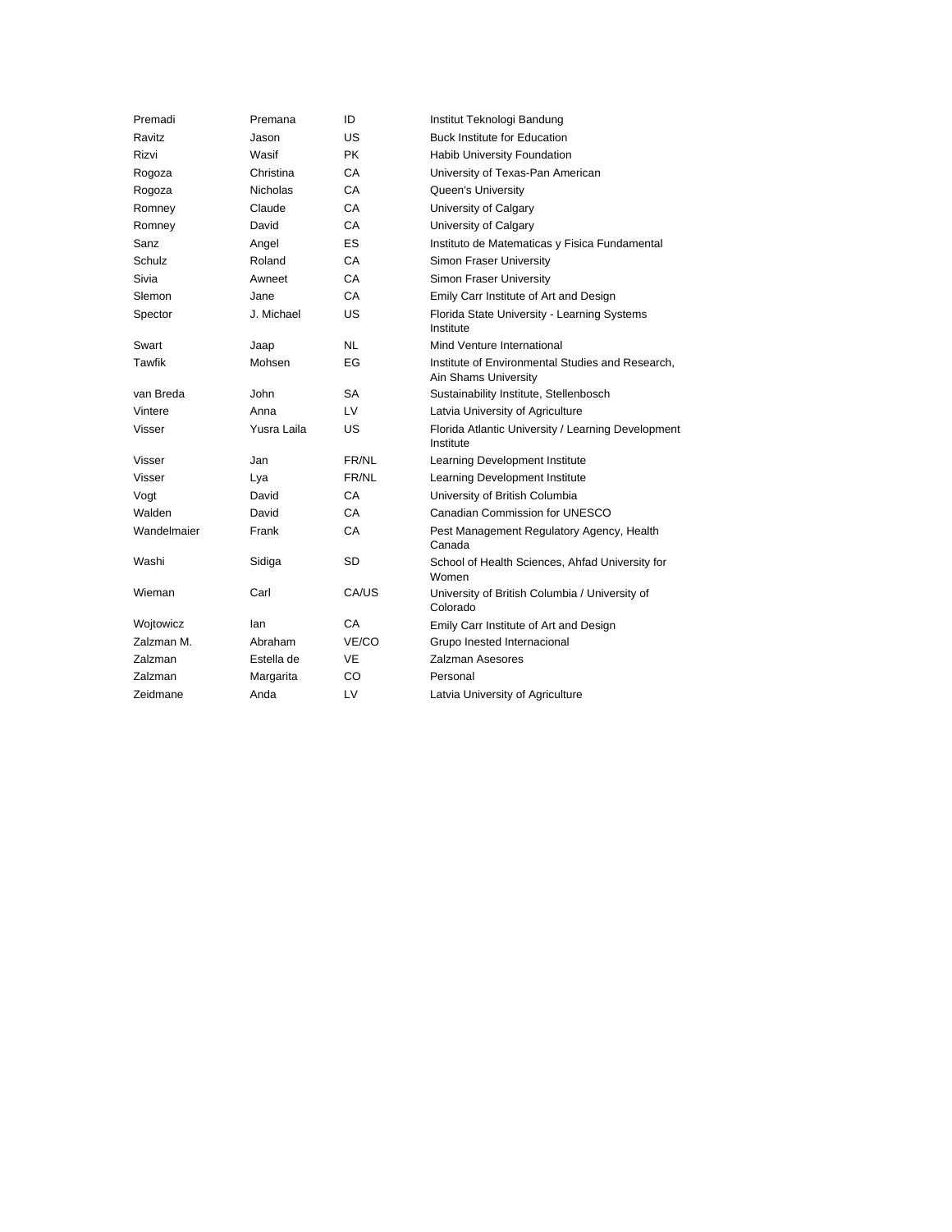| | | | |
|---|---|---|---|
| Premadi | Premana | ID | Institut Teknologi Bandung |
| Ravitz | Jason | US | Buck Institute for Education |
| Rizvi | Wasif | PK | Habib University Foundation |
| Rogoza | Christina | CA | University of Texas-Pan American |
| Rogoza | Nicholas | CA | Queen's University |
| Romney | Claude | CA | University of Calgary |
| Romney | David | CA | University of Calgary |
| Sanz | Angel | ES | Instituto de Matematicas y Fisica Fundamental |
| Schulz | Roland | CA | Simon Fraser University |
| Sivia | Awneet | CA | Simon Fraser University |
| Slemon | Jane | CA | Emily Carr Institute of Art and Design |
| Spector | J. Michael | US | Florida State University - Learning Systems Institute |
| Swart | Jaap | NL | Mind Venture International |
| Tawfik | Mohsen | EG | Institute of Environmental Studies and Research, Ain Shams University |
| van Breda | John | SA | Sustainability Institute, Stellenbosch |
| Vintere | Anna | LV | Latvia University of Agriculture |
| Visser | Yusra Laila | US | Florida Atlantic University / Learning Development Institute |
| Visser | Jan | FR/NL | Learning Development Institute |
| Visser | Lya | FR/NL | Learning Development Institute |
| Vogt | David | CA | University of British Columbia |
| Walden | David | CA | Canadian Commission for UNESCO |
| Wandelmaier | Frank | CA | Pest Management Regulatory Agency, Health Canada |
| Washi | Sidiga | SD | School of Health Sciences, Ahfad University for Women |
| Wieman | Carl | CA/US | University of British Columbia / University of Colorado |
| Wojtowicz | Ian | CA | Emily Carr Institute of Art and Design |
| Zalzman M. | Abraham | VE/CO | Grupo Inested Internacional |
| Zalzman | Estella de | VE | Zalzman Asesores |
| Zalzman | Margarita | CO | Personal |
| Zeidmane | Anda | LV | Latvia University of Agriculture |